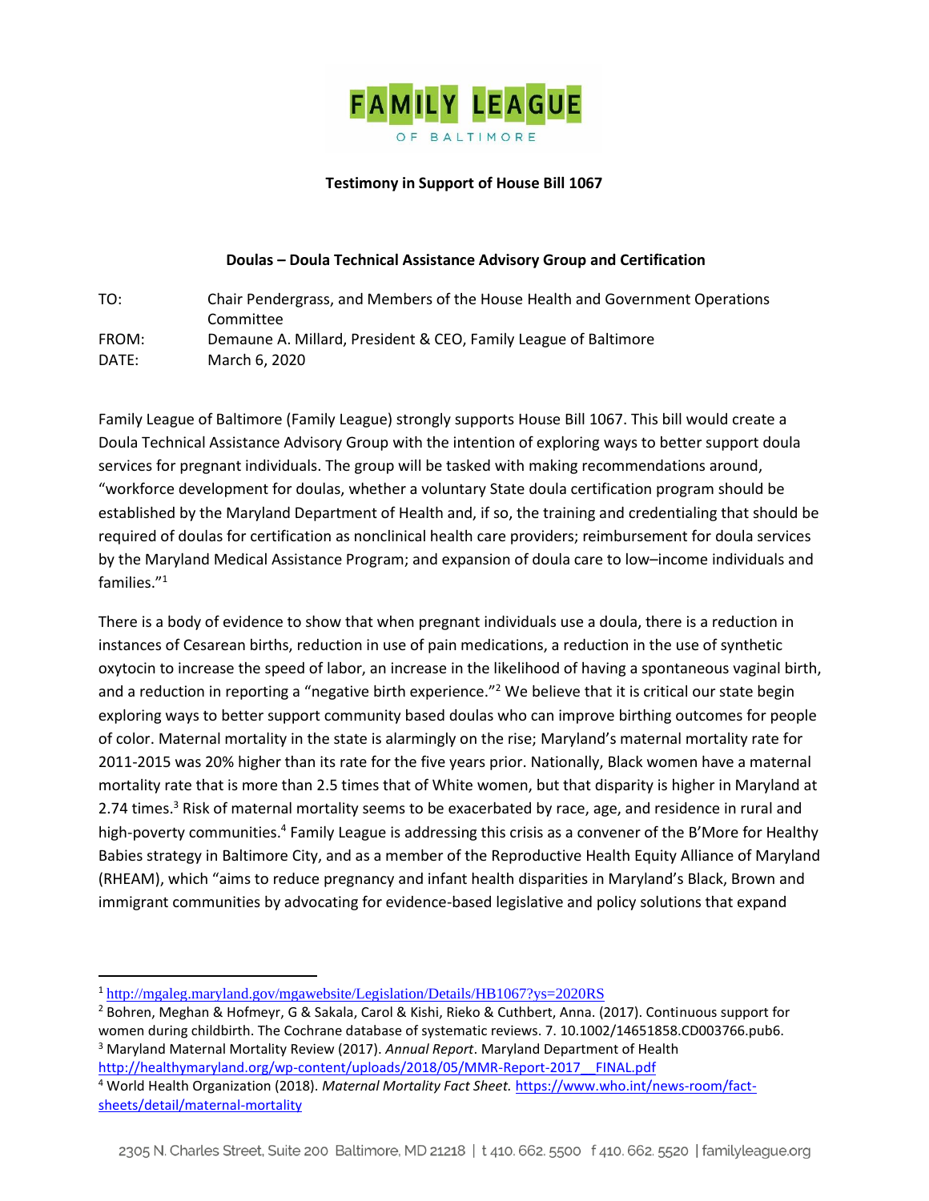FAMILY LEAGUE OF BALTIMORE

**Testimony in Support of House Bill 1067**

**Doulas – Doula Technical Assistance Advisory Group and Certification**

TO: Chair Pendergrass, and Members of the House Health and Government Operations Committee
FROM: Demaune A. Millard, President & CEO, Family League of Baltimore
DATE: March 6, 2020

Family League of Baltimore (Family League) strongly supports House Bill 1067. This bill would create a Doula Technical Assistance Advisory Group with the intention of exploring ways to better support doula services for pregnant individuals. The group will be tasked with making recommendations around, "workforce development for doulas, whether a voluntary State doula certification program should be established by the Maryland Department of Health and, if so, the training and credentialing that should be required of doulas for certification as nonclinical health care providers; reimbursement for doula services by the Maryland Medical Assistance Program; and expansion of doula care to low–income individuals and families."[1]

There is a body of evidence to show that when pregnant individuals use a doula, there is a reduction in instances of Cesarean births, reduction in use of pain medications, a reduction in the use of synthetic oxytocin to increase the speed of labor, an increase in the likelihood of having a spontaneous vaginal birth, and a reduction in reporting a "negative birth experience."[2] We believe that it is critical our state begin exploring ways to better support community based doulas who can improve birthing outcomes for people of color. Maternal mortality in the state is alarmingly on the rise; Maryland's maternal mortality rate for 2011-2015 was 20% higher than its rate for the five years prior. Nationally, Black women have a maternal mortality rate that is more than 2.5 times that of White women, but that disparity is higher in Maryland at 2.74 times.[3] Risk of maternal mortality seems to be exacerbated by race, age, and residence in rural and high-poverty communities.[4] Family League is addressing this crisis as a convener of the B'More for Healthy Babies strategy in Baltimore City, and as a member of the Reproductive Health Equity Alliance of Maryland (RHEAM), which "aims to reduce pregnancy and infant health disparities in Maryland's Black, Brown and immigrant communities by advocating for evidence-based legislative and policy solutions that expand

---

[1] http://mgaleg.maryland.gov/mgawebsite/Legislation/Details/HB1067?ys=2020RS

[2] Bohren, Meghan & Hofmeyr, G & Sakala, Carol & Kishi, Rieko & Cuthbert, Anna. (2017). Continuous support for women during childbirth. The Cochrane database of systematic reviews. 7. 10.1002/14651858.CD003766.pub6.

[3] Maryland Maternal Mortality Review (2017). *Annual Report*. Maryland Department of Health http://healthymaryland.org/wp-content/uploads/2018/05/MMR-Report-2017__FINAL.pdf

[4] World Health Organization (2018). *Maternal Mortality Fact Sheet.* https://www.who.int/news-room/fact-sheets/detail/maternal-mortality

2305 N. Charles Street, Suite 200 Baltimore, MD 21218 | t 410. 662. 5500 f 410. 662. 5520 | familyleague.org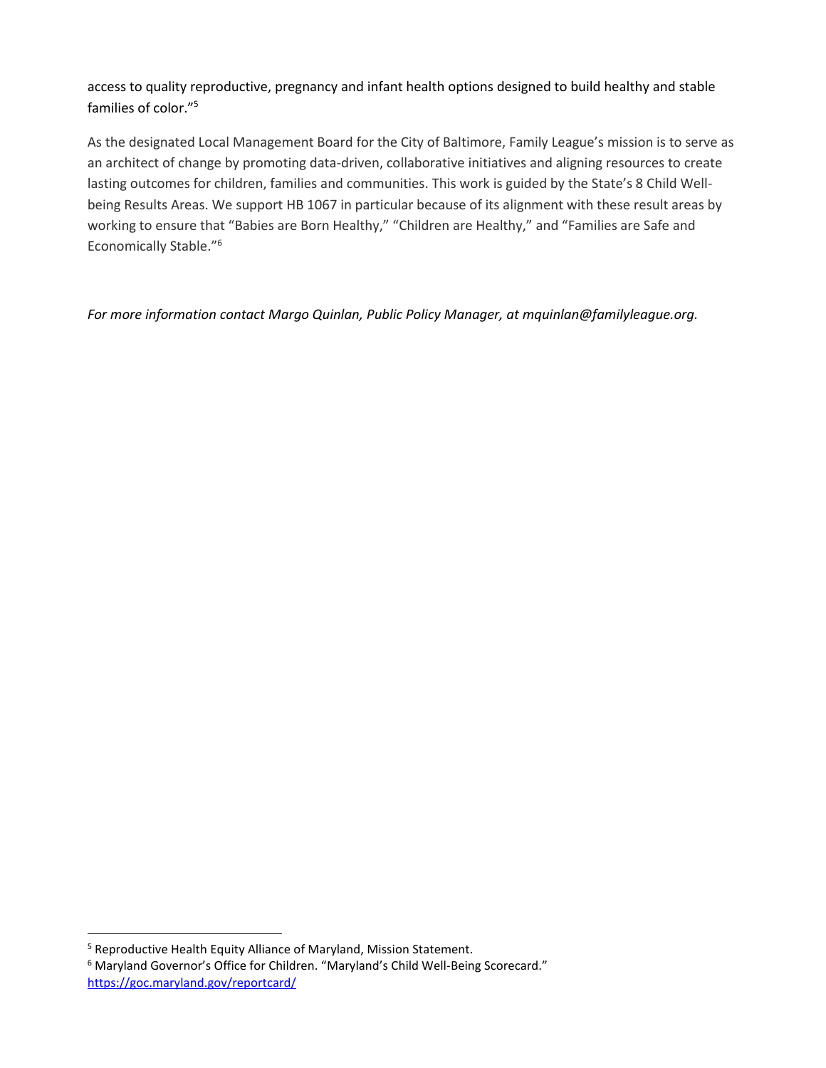access to quality reproductive, pregnancy and infant health options designed to build healthy and stable families of color."[5]

As the designated Local Management Board for the City of Baltimore, Family League's mission is to serve as an architect of change by promoting data-driven, collaborative initiatives and aligning resources to create lasting outcomes for children, families and communities. This work is guided by the State's 8 Child Well-being Results Areas. We support HB 1067 in particular because of its alignment with these result areas by working to ensure that "Babies are Born Healthy," "Children are Healthy," and "Families are Safe and Economically Stable."[6]

*For more information contact Margo Quinlan, Public Policy Manager, at mquinlan@familyleague.org.*

---

[5] Reproductive Health Equity Alliance of Maryland, Mission Statement.

[6] Maryland Governor's Office for Children. "Maryland's Child Well-Being Scorecard." https://goc.maryland.gov/reportcard/